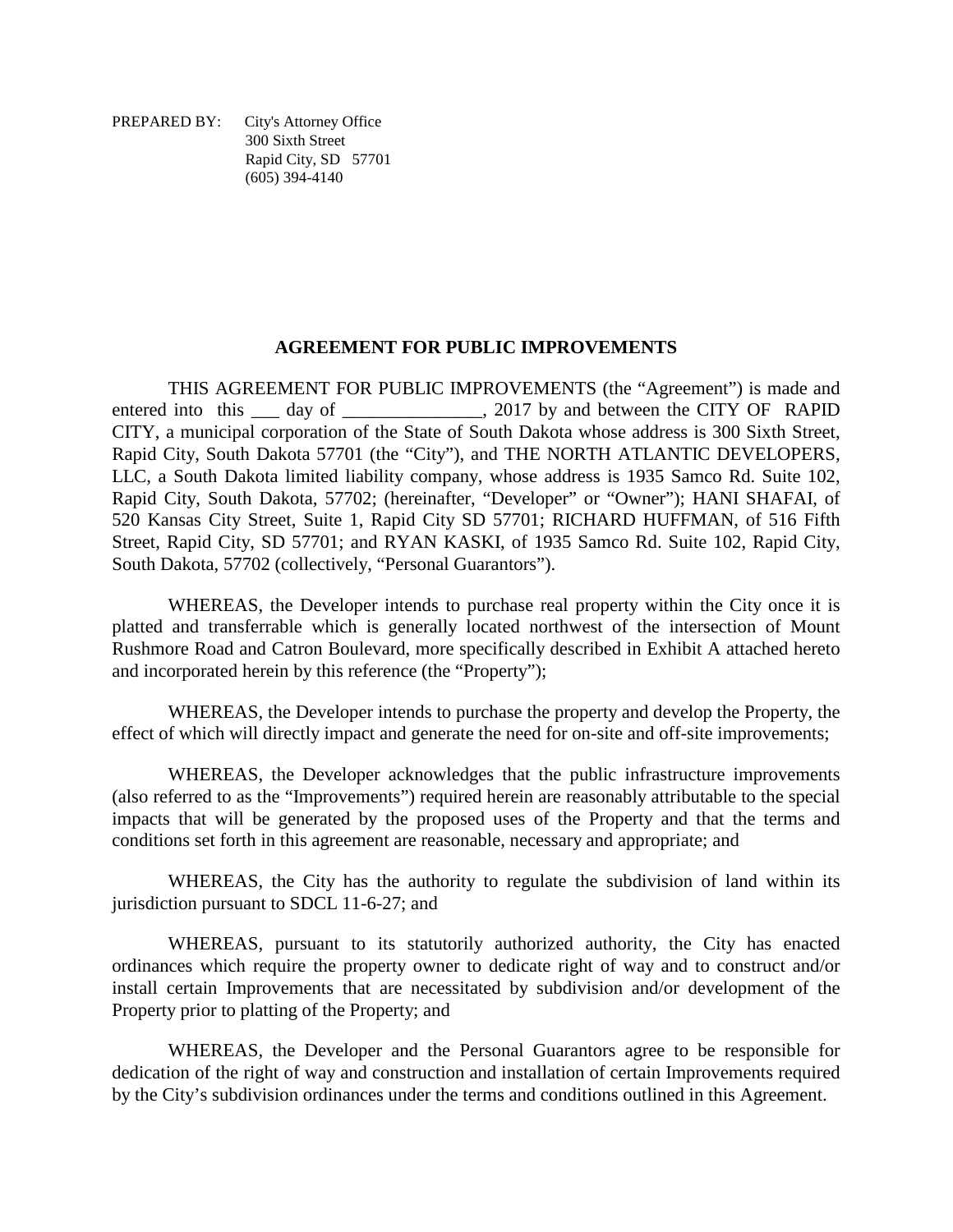PREPARED BY: City's Attorney Office
300 Sixth Street
Rapid City, SD 57701
(605) 394-4140

# AGREEMENT FOR PUBLIC IMPROVEMENTS

THIS AGREEMENT FOR PUBLIC IMPROVEMENTS (the "Agreement") is made and entered into this ___ day of _______________, 2017 by and between the CITY OF RAPID CITY, a municipal corporation of the State of South Dakota whose address is 300 Sixth Street, Rapid City, South Dakota 57701 (the "City"), and THE NORTH ATLANTIC DEVELOPERS, LLC, a South Dakota limited liability company, whose address is 1935 Samco Rd. Suite 102, Rapid City, South Dakota, 57702; (hereinafter, "Developer" or "Owner"); HANI SHAFAI, of 520 Kansas City Street, Suite 1, Rapid City SD 57701; RICHARD HUFFMAN, of 516 Fifth Street, Rapid City, SD 57701; and RYAN KASKI, of 1935 Samco Rd. Suite 102, Rapid City, South Dakota, 57702 (collectively, "Personal Guarantors").

WHEREAS, the Developer intends to purchase real property within the City once it is platted and transferrable which is generally located northwest of the intersection of Mount Rushmore Road and Catron Boulevard, more specifically described in Exhibit A attached hereto and incorporated herein by this reference (the "Property");

WHEREAS, the Developer intends to purchase the property and develop the Property, the effect of which will directly impact and generate the need for on-site and off-site improvements;

WHEREAS, the Developer acknowledges that the public infrastructure improvements (also referred to as the "Improvements") required herein are reasonably attributable to the special impacts that will be generated by the proposed uses of the Property and that the terms and conditions set forth in this agreement are reasonable, necessary and appropriate; and

WHEREAS, the City has the authority to regulate the subdivision of land within its jurisdiction pursuant to SDCL 11-6-27; and

WHEREAS, pursuant to its statutorily authorized authority, the City has enacted ordinances which require the property owner to dedicate right of way and to construct and/or install certain Improvements that are necessitated by subdivision and/or development of the Property prior to platting of the Property; and

WHEREAS, the Developer and the Personal Guarantors agree to be responsible for dedication of the right of way and construction and installation of certain Improvements required by the City's subdivision ordinances under the terms and conditions outlined in this Agreement.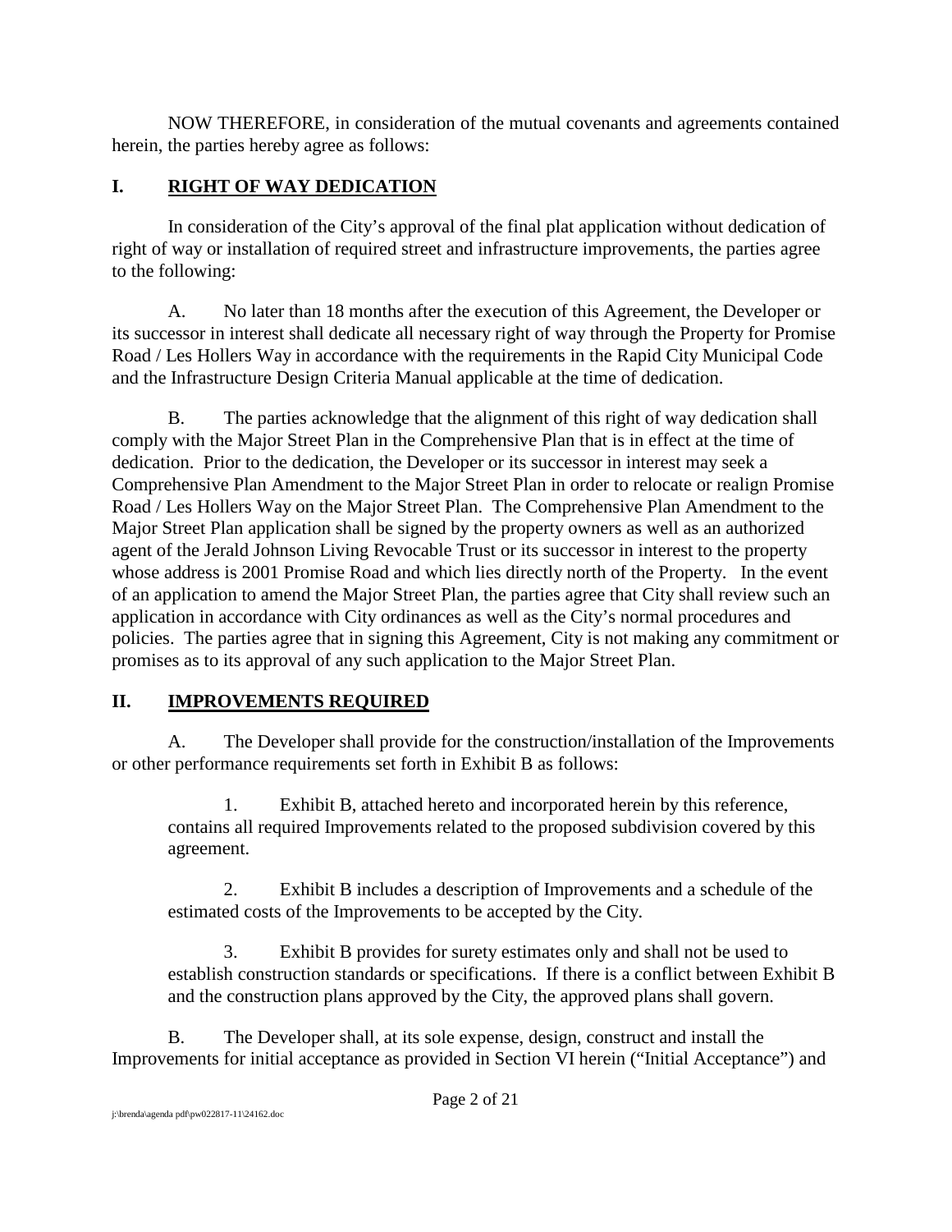NOW THEREFORE, in consideration of the mutual covenants and agreements contained herein, the parties hereby agree as follows:

## I. RIGHT OF WAY DEDICATION

In consideration of the City's approval of the final plat application without dedication of right of way or installation of required street and infrastructure improvements, the parties agree to the following:

A. No later than 18 months after the execution of this Agreement, the Developer or its successor in interest shall dedicate all necessary right of way through the Property for Promise Road / Les Hollers Way in accordance with the requirements in the Rapid City Municipal Code and the Infrastructure Design Criteria Manual applicable at the time of dedication.

B. The parties acknowledge that the alignment of this right of way dedication shall comply with the Major Street Plan in the Comprehensive Plan that is in effect at the time of dedication. Prior to the dedication, the Developer or its successor in interest may seek a Comprehensive Plan Amendment to the Major Street Plan in order to relocate or realign Promise Road / Les Hollers Way on the Major Street Plan. The Comprehensive Plan Amendment to the Major Street Plan application shall be signed by the property owners as well as an authorized agent of the Jerald Johnson Living Revocable Trust or its successor in interest to the property whose address is 2001 Promise Road and which lies directly north of the Property. In the event of an application to amend the Major Street Plan, the parties agree that City shall review such an application in accordance with City ordinances as well as the City's normal procedures and policies. The parties agree that in signing this Agreement, City is not making any commitment or promises as to its approval of any such application to the Major Street Plan.

## II. IMPROVEMENTS REQUIRED

A. The Developer shall provide for the construction/installation of the Improvements or other performance requirements set forth in Exhibit B as follows:

1. Exhibit B, attached hereto and incorporated herein by this reference, contains all required Improvements related to the proposed subdivision covered by this agreement.

2. Exhibit B includes a description of Improvements and a schedule of the estimated costs of the Improvements to be accepted by the City.

3. Exhibit B provides for surety estimates only and shall not be used to establish construction standards or specifications. If there is a conflict between Exhibit B and the construction plans approved by the City, the approved plans shall govern.

B. The Developer shall, at its sole expense, design, construct and install the Improvements for initial acceptance as provided in Section VI herein ("Initial Acceptance") and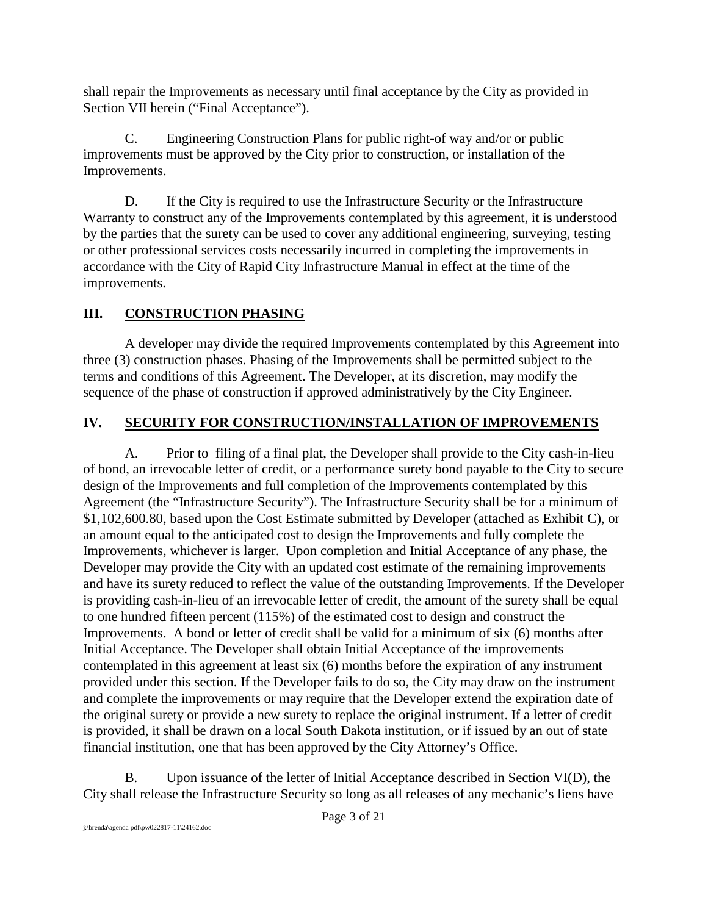shall repair the Improvements as necessary until final acceptance by the City as provided in Section VII herein ("Final Acceptance").

C. Engineering Construction Plans for public right-of way and/or or public improvements must be approved by the City prior to construction, or installation of the Improvements.

D. If the City is required to use the Infrastructure Security or the Infrastructure Warranty to construct any of the Improvements contemplated by this agreement, it is understood by the parties that the surety can be used to cover any additional engineering, surveying, testing or other professional services costs necessarily incurred in completing the improvements in accordance with the City of Rapid City Infrastructure Manual in effect at the time of the improvements.

## III. CONSTRUCTION PHASING

A developer may divide the required Improvements contemplated by this Agreement into three (3) construction phases. Phasing of the Improvements shall be permitted subject to the terms and conditions of this Agreement. The Developer, at its discretion, may modify the sequence of the phase of construction if approved administratively by the City Engineer.

## IV. SECURITY FOR CONSTRUCTION/INSTALLATION OF IMPROVEMENTS

A. Prior to filing of a final plat, the Developer shall provide to the City cash-in-lieu of bond, an irrevocable letter of credit, or a performance surety bond payable to the City to secure design of the Improvements and full completion of the Improvements contemplated by this Agreement (the "Infrastructure Security"). The Infrastructure Security shall be for a minimum of $1,102,600.80, based upon the Cost Estimate submitted by Developer (attached as Exhibit C), or an amount equal to the anticipated cost to design the Improvements and fully complete the Improvements, whichever is larger. Upon completion and Initial Acceptance of any phase, the Developer may provide the City with an updated cost estimate of the remaining improvements and have its surety reduced to reflect the value of the outstanding Improvements. If the Developer is providing cash-in-lieu of an irrevocable letter of credit, the amount of the surety shall be equal to one hundred fifteen percent (115%) of the estimated cost to design and construct the Improvements. A bond or letter of credit shall be valid for a minimum of six (6) months after Initial Acceptance. The Developer shall obtain Initial Acceptance of the improvements contemplated in this agreement at least six (6) months before the expiration of any instrument provided under this section. If the Developer fails to do so, the City may draw on the instrument and complete the improvements or may require that the Developer extend the expiration date of the original surety or provide a new surety to replace the original instrument. If a letter of credit is provided, it shall be drawn on a local South Dakota institution, or if issued by an out of state financial institution, one that has been approved by the City Attorney's Office.

B. Upon issuance of the letter of Initial Acceptance described in Section VI(D), the City shall release the Infrastructure Security so long as all releases of any mechanic's liens have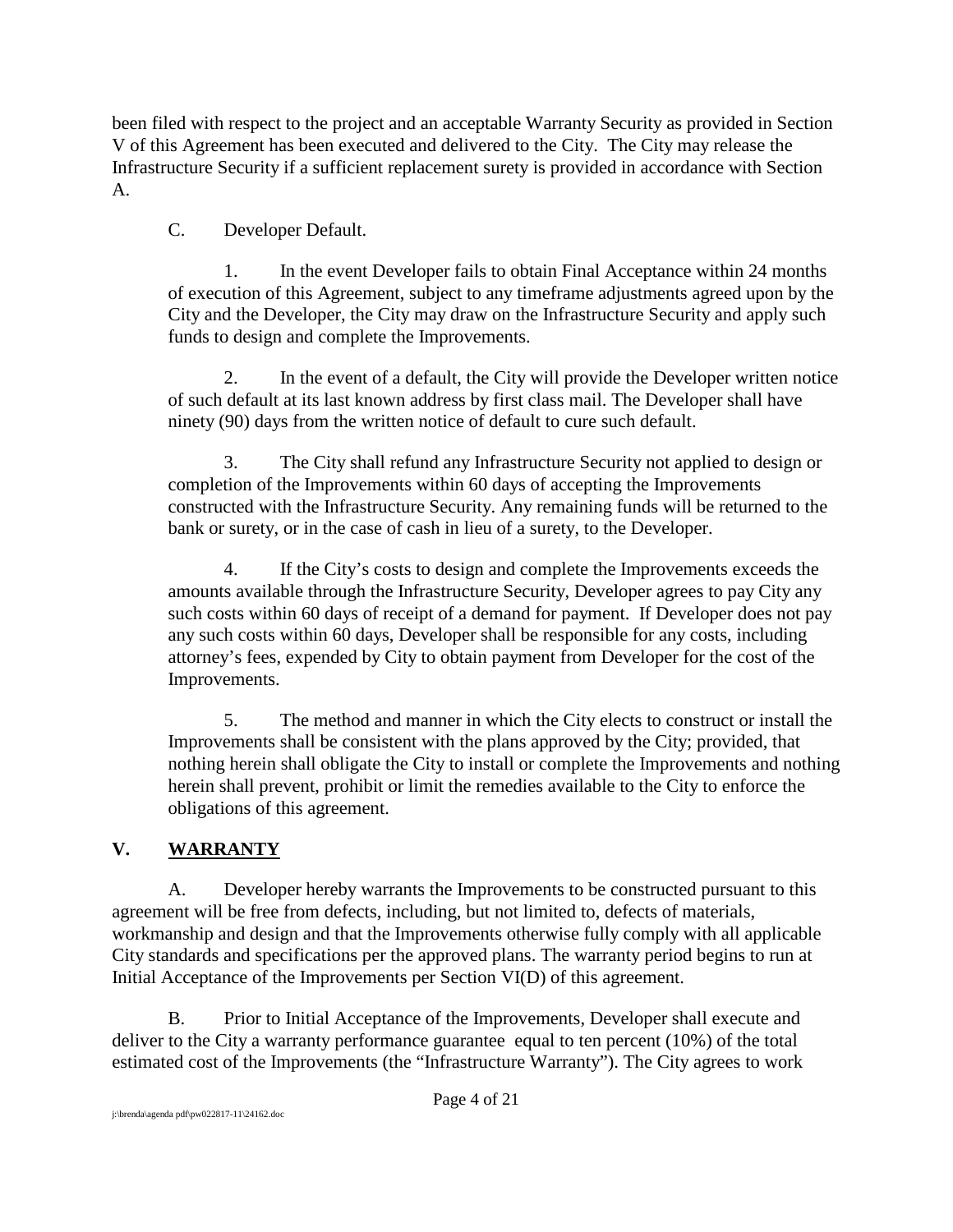been filed with respect to the project and an acceptable Warranty Security as provided in Section V of this Agreement has been executed and delivered to the City. The City may release the Infrastructure Security if a sufficient replacement surety is provided in accordance with Section A.

C. Developer Default.

1. In the event Developer fails to obtain Final Acceptance within 24 months of execution of this Agreement, subject to any timeframe adjustments agreed upon by the City and the Developer, the City may draw on the Infrastructure Security and apply such funds to design and complete the Improvements.

2. In the event of a default, the City will provide the Developer written notice of such default at its last known address by first class mail. The Developer shall have ninety (90) days from the written notice of default to cure such default.

3. The City shall refund any Infrastructure Security not applied to design or completion of the Improvements within 60 days of accepting the Improvements constructed with the Infrastructure Security. Any remaining funds will be returned to the bank or surety, or in the case of cash in lieu of a surety, to the Developer.

4. If the City's costs to design and complete the Improvements exceeds the amounts available through the Infrastructure Security, Developer agrees to pay City any such costs within 60 days of receipt of a demand for payment. If Developer does not pay any such costs within 60 days, Developer shall be responsible for any costs, including attorney's fees, expended by City to obtain payment from Developer for the cost of the Improvements.

5. The method and manner in which the City elects to construct or install the Improvements shall be consistent with the plans approved by the City; provided, that nothing herein shall obligate the City to install or complete the Improvements and nothing herein shall prevent, prohibit or limit the remedies available to the City to enforce the obligations of this agreement.

## V. <u>WARRANTY</u>

A. Developer hereby warrants the Improvements to be constructed pursuant to this agreement will be free from defects, including, but not limited to, defects of materials, workmanship and design and that the Improvements otherwise fully comply with all applicable City standards and specifications per the approved plans. The warranty period begins to run at Initial Acceptance of the Improvements per Section VI(D) of this agreement.

B. Prior to Initial Acceptance of the Improvements, Developer shall execute and deliver to the City a warranty performance guarantee equal to ten percent (10%) of the total estimated cost of the Improvements (the "Infrastructure Warranty"). The City agrees to work

j:\brenda\agenda pdf\pw022817-11\24162.doc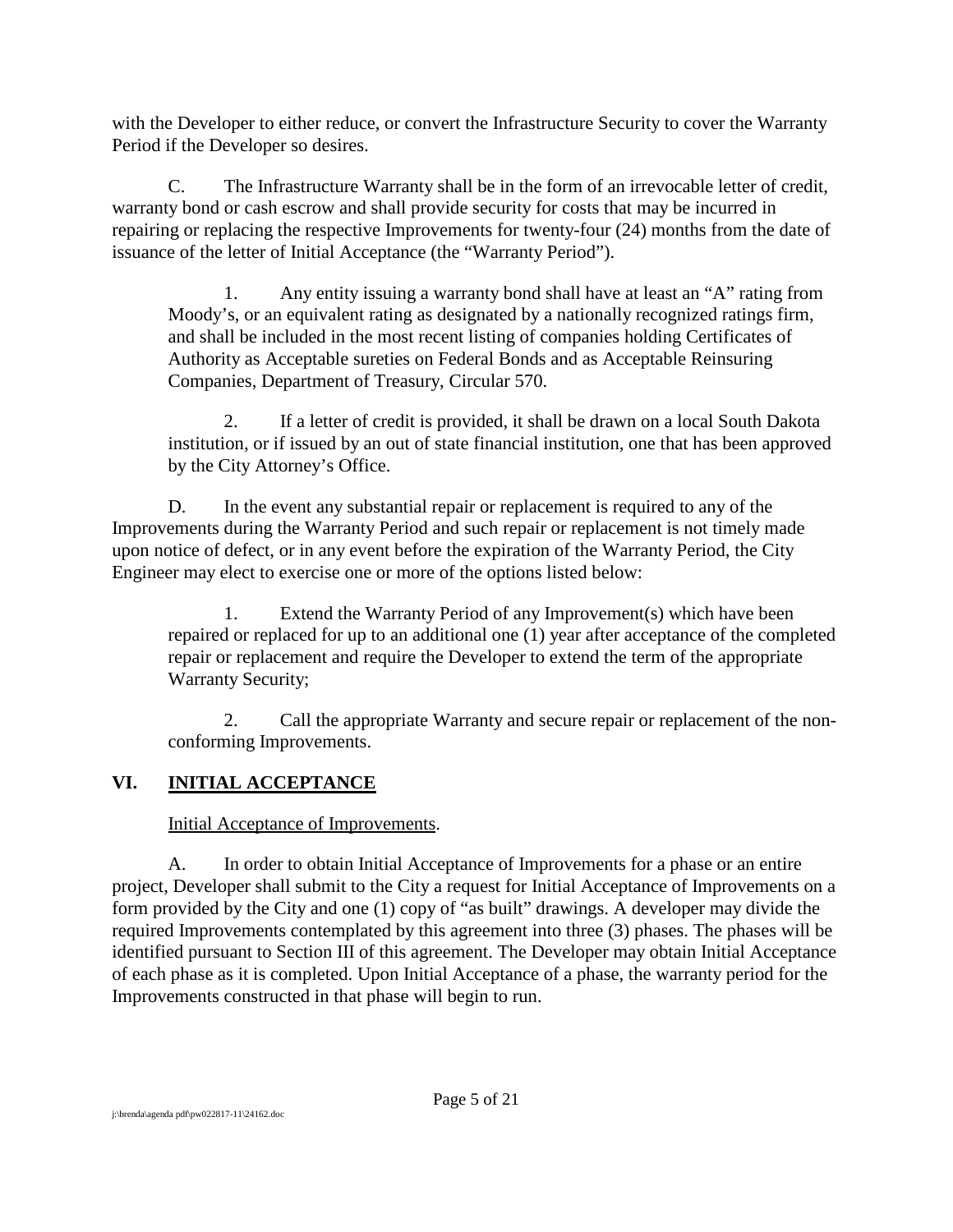with the Developer to either reduce, or convert the Infrastructure Security to cover the Warranty Period if the Developer so desires.

C. The Infrastructure Warranty shall be in the form of an irrevocable letter of credit, warranty bond or cash escrow and shall provide security for costs that may be incurred in repairing or replacing the respective Improvements for twenty-four (24) months from the date of issuance of the letter of Initial Acceptance (the "Warranty Period").

1. Any entity issuing a warranty bond shall have at least an "A" rating from Moody's, or an equivalent rating as designated by a nationally recognized ratings firm, and shall be included in the most recent listing of companies holding Certificates of Authority as Acceptable sureties on Federal Bonds and as Acceptable Reinsuring Companies, Department of Treasury, Circular 570.

2. If a letter of credit is provided, it shall be drawn on a local South Dakota institution, or if issued by an out of state financial institution, one that has been approved by the City Attorney's Office.

D. In the event any substantial repair or replacement is required to any of the Improvements during the Warranty Period and such repair or replacement is not timely made upon notice of defect, or in any event before the expiration of the Warranty Period, the City Engineer may elect to exercise one or more of the options listed below:

1. Extend the Warranty Period of any Improvement(s) which have been repaired or replaced for up to an additional one (1) year after acceptance of the completed repair or replacement and require the Developer to extend the term of the appropriate Warranty Security;

2. Call the appropriate Warranty and secure repair or replacement of the non-conforming Improvements.

## VI. INITIAL ACCEPTANCE

Initial Acceptance of Improvements.

A. In order to obtain Initial Acceptance of Improvements for a phase or an entire project, Developer shall submit to the City a request for Initial Acceptance of Improvements on a form provided by the City and one (1) copy of "as built" drawings. A developer may divide the required Improvements contemplated by this agreement into three (3) phases. The phases will be identified pursuant to Section III of this agreement. The Developer may obtain Initial Acceptance of each phase as it is completed. Upon Initial Acceptance of a phase, the warranty period for the Improvements constructed in that phase will begin to run.

j:\brenda\agenda pdf\pw022817-11\24162.doc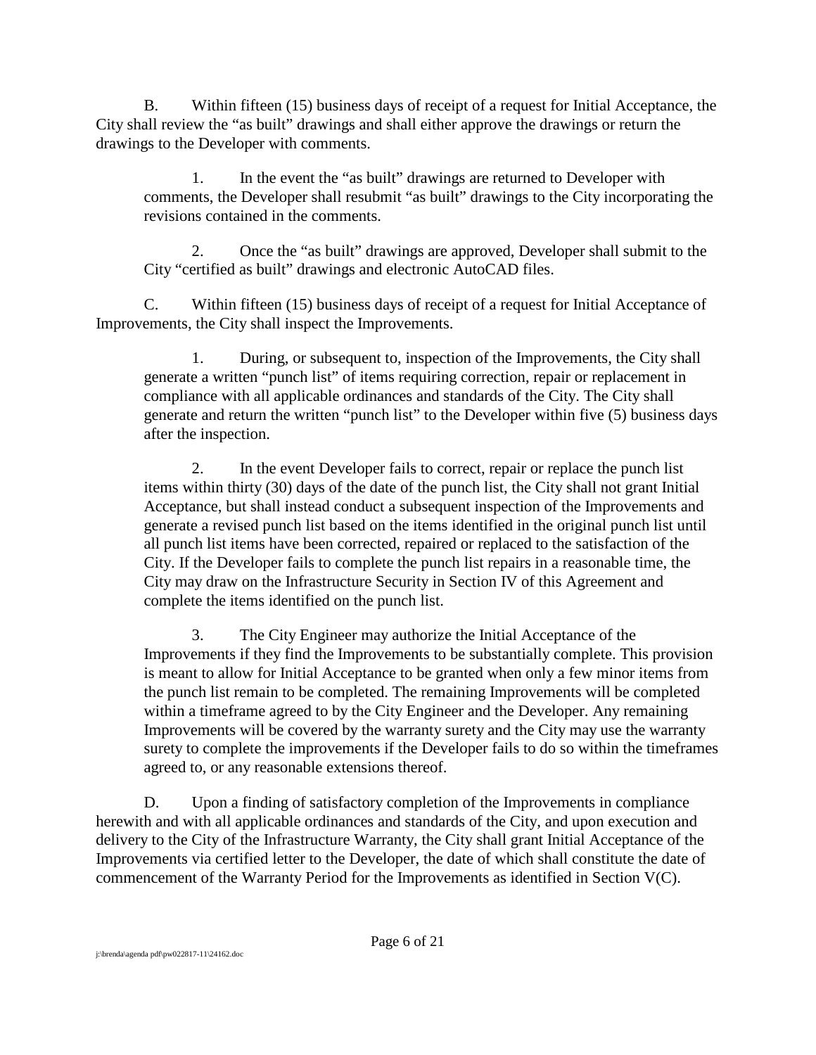B. Within fifteen (15) business days of receipt of a request for Initial Acceptance, the City shall review the "as built" drawings and shall either approve the drawings or return the drawings to the Developer with comments.

1. In the event the "as built" drawings are returned to Developer with comments, the Developer shall resubmit "as built" drawings to the City incorporating the revisions contained in the comments.

2. Once the "as built" drawings are approved, Developer shall submit to the City "certified as built" drawings and electronic AutoCAD files.

C. Within fifteen (15) business days of receipt of a request for Initial Acceptance of Improvements, the City shall inspect the Improvements.

1. During, or subsequent to, inspection of the Improvements, the City shall generate a written "punch list" of items requiring correction, repair or replacement in compliance with all applicable ordinances and standards of the City. The City shall generate and return the written "punch list" to the Developer within five (5) business days after the inspection.

2. In the event Developer fails to correct, repair or replace the punch list items within thirty (30) days of the date of the punch list, the City shall not grant Initial Acceptance, but shall instead conduct a subsequent inspection of the Improvements and generate a revised punch list based on the items identified in the original punch list until all punch list items have been corrected, repaired or replaced to the satisfaction of the City. If the Developer fails to complete the punch list repairs in a reasonable time, the City may draw on the Infrastructure Security in Section IV of this Agreement and complete the items identified on the punch list.

3. The City Engineer may authorize the Initial Acceptance of the Improvements if they find the Improvements to be substantially complete. This provision is meant to allow for Initial Acceptance to be granted when only a few minor items from the punch list remain to be completed. The remaining Improvements will be completed within a timeframe agreed to by the City Engineer and the Developer. Any remaining Improvements will be covered by the warranty surety and the City may use the warranty surety to complete the improvements if the Developer fails to do so within the timeframes agreed to, or any reasonable extensions thereof.

D. Upon a finding of satisfactory completion of the Improvements in compliance herewith and with all applicable ordinances and standards of the City, and upon execution and delivery to the City of the Infrastructure Warranty, the City shall grant Initial Acceptance of the Improvements via certified letter to the Developer, the date of which shall constitute the date of commencement of the Warranty Period for the Improvements as identified in Section V(C).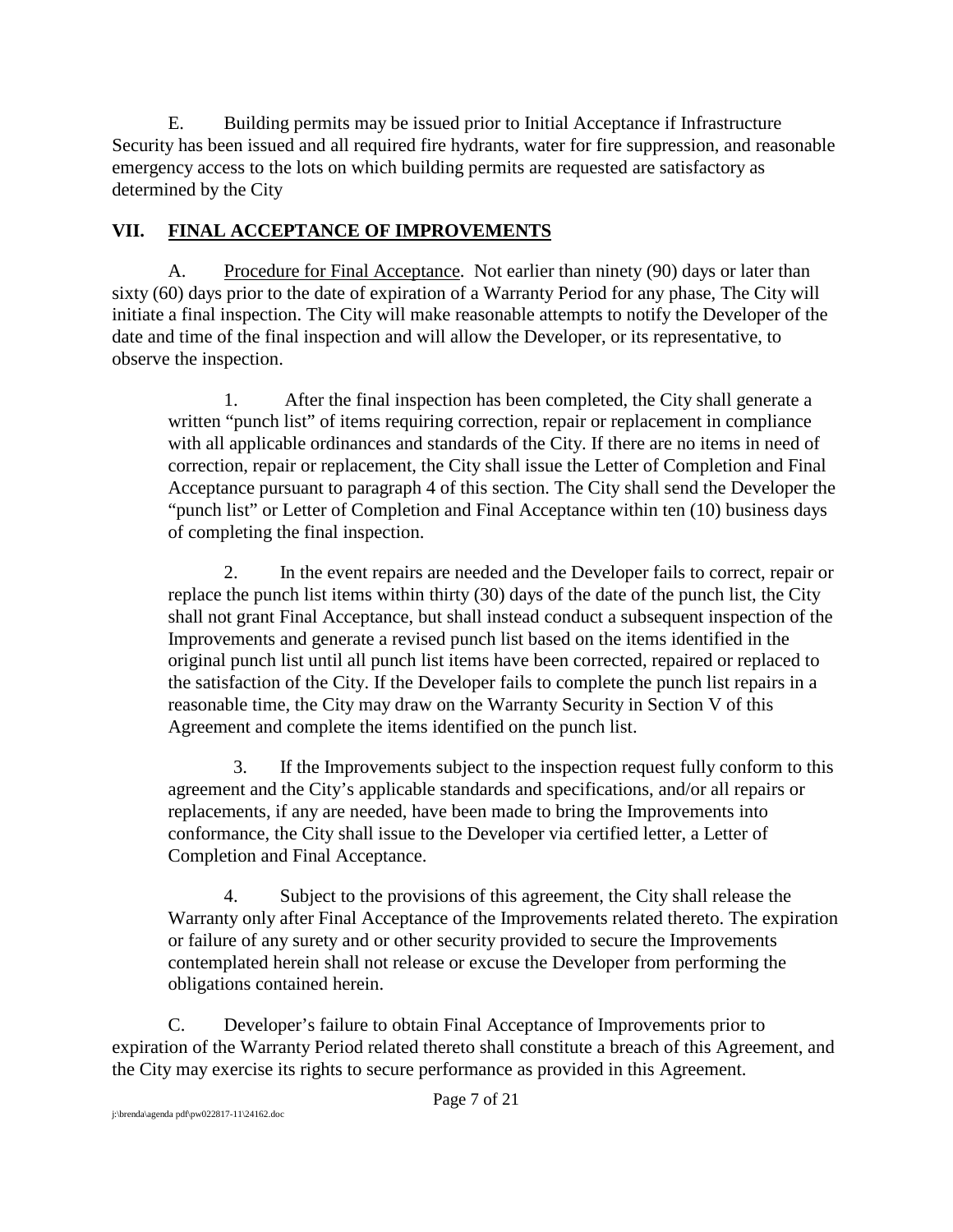E. Building permits may be issued prior to Initial Acceptance if Infrastructure Security has been issued and all required fire hydrants, water for fire suppression, and reasonable emergency access to the lots on which building permits are requested are satisfactory as determined by the City

## VII. FINAL ACCEPTANCE OF IMPROVEMENTS

A. Procedure for Final Acceptance. Not earlier than ninety (90) days or later than sixty (60) days prior to the date of expiration of a Warranty Period for any phase, The City will initiate a final inspection. The City will make reasonable attempts to notify the Developer of the date and time of the final inspection and will allow the Developer, or its representative, to observe the inspection.

> 1. After the final inspection has been completed, the City shall generate a written "punch list" of items requiring correction, repair or replacement in compliance with all applicable ordinances and standards of the City. If there are no items in need of correction, repair or replacement, the City shall issue the Letter of Completion and Final Acceptance pursuant to paragraph 4 of this section. The City shall send the Developer the "punch list" or Letter of Completion and Final Acceptance within ten (10) business days of completing the final inspection.
>
> 2. In the event repairs are needed and the Developer fails to correct, repair or replace the punch list items within thirty (30) days of the date of the punch list, the City shall not grant Final Acceptance, but shall instead conduct a subsequent inspection of the Improvements and generate a revised punch list based on the items identified in the original punch list until all punch list items have been corrected, repaired or replaced to the satisfaction of the City. If the Developer fails to complete the punch list repairs in a reasonable time, the City may draw on the Warranty Security in Section V of this Agreement and complete the items identified on the punch list.
>
> 3. If the Improvements subject to the inspection request fully conform to this agreement and the City's applicable standards and specifications, and/or all repairs or replacements, if any are needed, have been made to bring the Improvements into conformance, the City shall issue to the Developer via certified letter, a Letter of Completion and Final Acceptance.
>
> 4. Subject to the provisions of this agreement, the City shall release the Warranty only after Final Acceptance of the Improvements related thereto. The expiration or failure of any surety and or other security provided to secure the Improvements contemplated herein shall not release or excuse the Developer from performing the obligations contained herein.

C. Developer's failure to obtain Final Acceptance of Improvements prior to expiration of the Warranty Period related thereto shall constitute a breach of this Agreement, and the City may exercise its rights to secure performance as provided in this Agreement.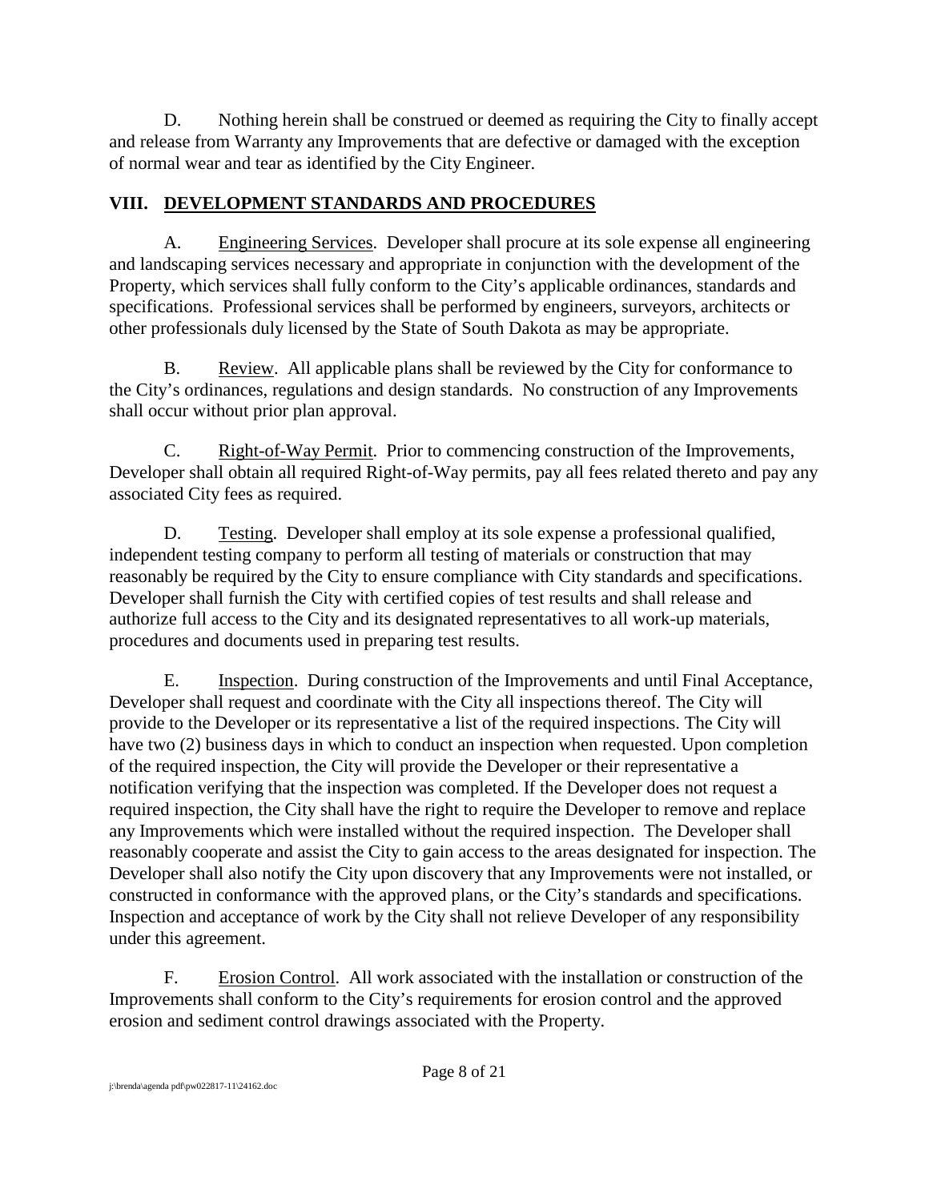D. Nothing herein shall be construed or deemed as requiring the City to finally accept and release from Warranty any Improvements that are defective or damaged with the exception of normal wear and tear as identified by the City Engineer.

## VIII. DEVELOPMENT STANDARDS AND PROCEDURES

A. Engineering Services. Developer shall procure at its sole expense all engineering and landscaping services necessary and appropriate in conjunction with the development of the Property, which services shall fully conform to the City's applicable ordinances, standards and specifications. Professional services shall be performed by engineers, surveyors, architects or other professionals duly licensed by the State of South Dakota as may be appropriate.

B. Review. All applicable plans shall be reviewed by the City for conformance to the City's ordinances, regulations and design standards. No construction of any Improvements shall occur without prior plan approval.

C. Right-of-Way Permit. Prior to commencing construction of the Improvements, Developer shall obtain all required Right-of-Way permits, pay all fees related thereto and pay any associated City fees as required.

D. Testing. Developer shall employ at its sole expense a professional qualified, independent testing company to perform all testing of materials or construction that may reasonably be required by the City to ensure compliance with City standards and specifications. Developer shall furnish the City with certified copies of test results and shall release and authorize full access to the City and its designated representatives to all work-up materials, procedures and documents used in preparing test results.

E. Inspection. During construction of the Improvements and until Final Acceptance, Developer shall request and coordinate with the City all inspections thereof. The City will provide to the Developer or its representative a list of the required inspections. The City will have two (2) business days in which to conduct an inspection when requested. Upon completion of the required inspection, the City will provide the Developer or their representative a notification verifying that the inspection was completed. If the Developer does not request a required inspection, the City shall have the right to require the Developer to remove and replace any Improvements which were installed without the required inspection. The Developer shall reasonably cooperate and assist the City to gain access to the areas designated for inspection. The Developer shall also notify the City upon discovery that any Improvements were not installed, or constructed in conformance with the approved plans, or the City's standards and specifications. Inspection and acceptance of work by the City shall not relieve Developer of any responsibility under this agreement.

F. Erosion Control. All work associated with the installation or construction of the Improvements shall conform to the City's requirements for erosion control and the approved erosion and sediment control drawings associated with the Property.

j:\brenda\agenda pdf\pw022817-11\24162.doc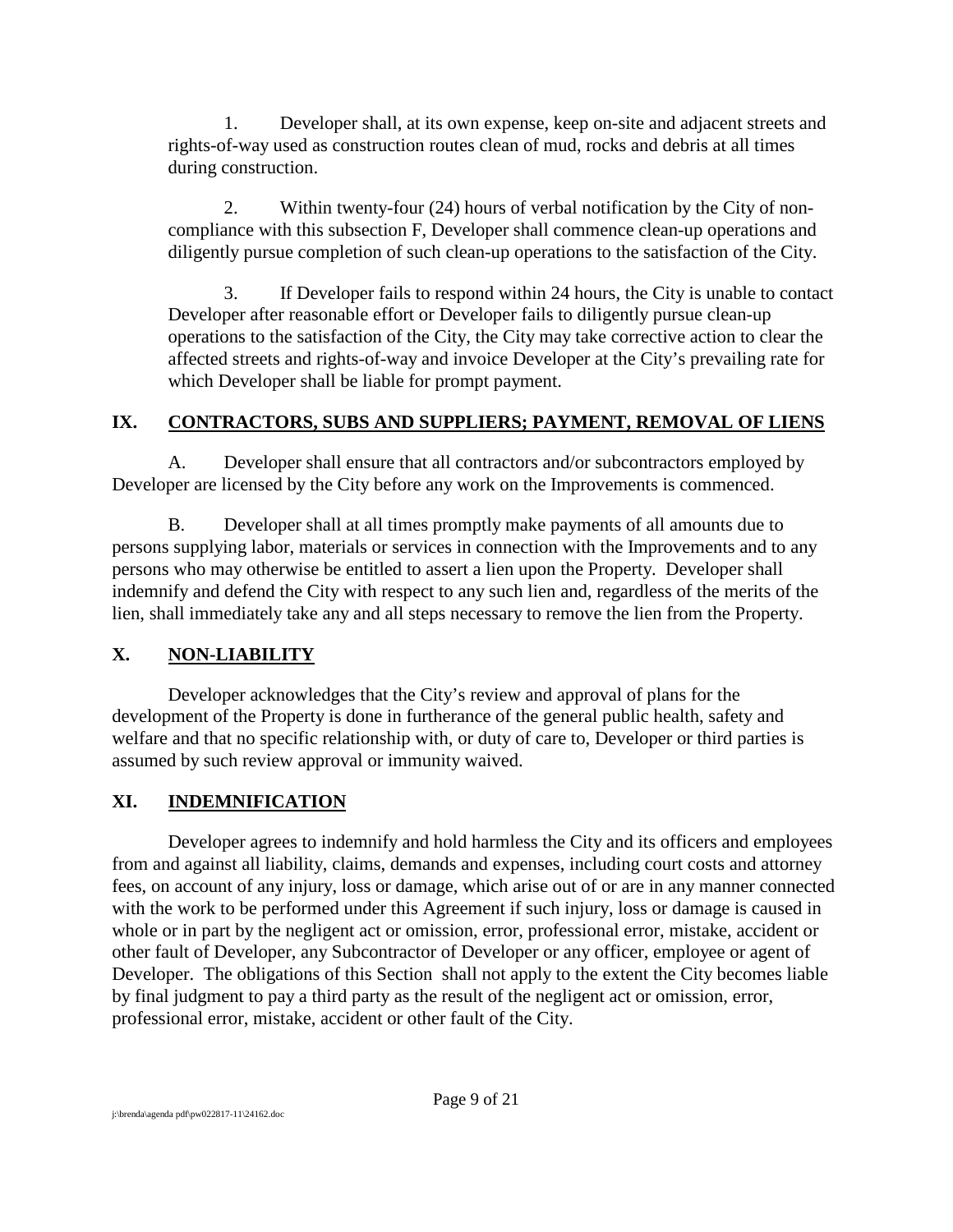1. Developer shall, at its own expense, keep on-site and adjacent streets and rights-of-way used as construction routes clean of mud, rocks and debris at all times during construction.

2. Within twenty-four (24) hours of verbal notification by the City of non-compliance with this subsection F, Developer shall commence clean-up operations and diligently pursue completion of such clean-up operations to the satisfaction of the City.

3. If Developer fails to respond within 24 hours, the City is unable to contact Developer after reasonable effort or Developer fails to diligently pursue clean-up operations to the satisfaction of the City, the City may take corrective action to clear the affected streets and rights-of-way and invoice Developer at the City's prevailing rate for which Developer shall be liable for prompt payment.

## IX. CONTRACTORS, SUBS AND SUPPLIERS; PAYMENT, REMOVAL OF LIENS

A. Developer shall ensure that all contractors and/or subcontractors employed by Developer are licensed by the City before any work on the Improvements is commenced.

B. Developer shall at all times promptly make payments of all amounts due to persons supplying labor, materials or services in connection with the Improvements and to any persons who may otherwise be entitled to assert a lien upon the Property. Developer shall indemnify and defend the City with respect to any such lien and, regardless of the merits of the lien, shall immediately take any and all steps necessary to remove the lien from the Property.

## X. NON-LIABILITY

Developer acknowledges that the City's review and approval of plans for the development of the Property is done in furtherance of the general public health, safety and welfare and that no specific relationship with, or duty of care to, Developer or third parties is assumed by such review approval or immunity waived.

## XI. INDEMNIFICATION

Developer agrees to indemnify and hold harmless the City and its officers and employees from and against all liability, claims, demands and expenses, including court costs and attorney fees, on account of any injury, loss or damage, which arise out of or are in any manner connected with the work to be performed under this Agreement if such injury, loss or damage is caused in whole or in part by the negligent act or omission, error, professional error, mistake, accident or other fault of Developer, any Subcontractor of Developer or any officer, employee or agent of Developer. The obligations of this Section shall not apply to the extent the City becomes liable by final judgment to pay a third party as the result of the negligent act or omission, error, professional error, mistake, accident or other fault of the City.

j:\brenda\agenda pdf\pw022817-11\24162.doc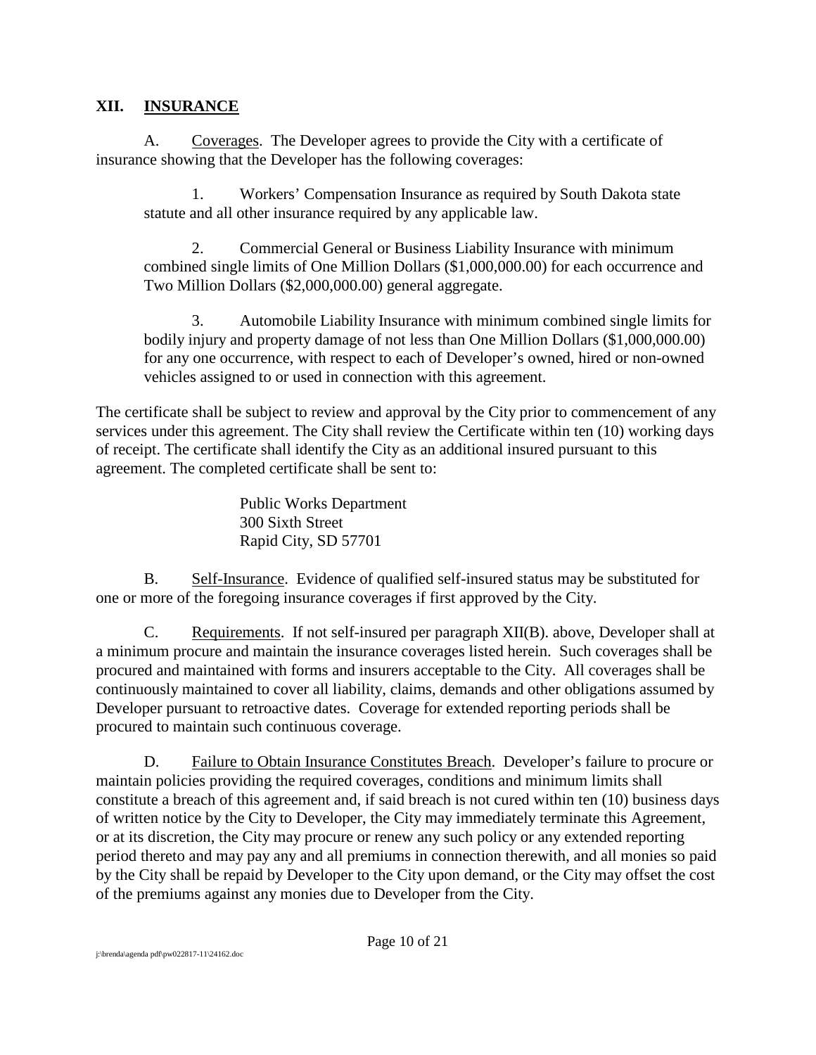## XII. INSURANCE

A. Coverages. The Developer agrees to provide the City with a certificate of insurance showing that the Developer has the following coverages:

1. Workers' Compensation Insurance as required by South Dakota state statute and all other insurance required by any applicable law.

2. Commercial General or Business Liability Insurance with minimum combined single limits of One Million Dollars ($1,000,000.00) for each occurrence and Two Million Dollars ($2,000,000.00) general aggregate.

3. Automobile Liability Insurance with minimum combined single limits for bodily injury and property damage of not less than One Million Dollars ($1,000,000.00) for any one occurrence, with respect to each of Developer's owned, hired or non-owned vehicles assigned to or used in connection with this agreement.

The certificate shall be subject to review and approval by the City prior to commencement of any services under this agreement. The City shall review the Certificate within ten (10) working days of receipt. The certificate shall identify the City as an additional insured pursuant to this agreement. The completed certificate shall be sent to:

Public Works Department
300 Sixth Street
Rapid City, SD 57701

B. Self-Insurance. Evidence of qualified self-insured status may be substituted for one or more of the foregoing insurance coverages if first approved by the City.

C. Requirements. If not self-insured per paragraph XII(B). above, Developer shall at a minimum procure and maintain the insurance coverages listed herein. Such coverages shall be procured and maintained with forms and insurers acceptable to the City. All coverages shall be continuously maintained to cover all liability, claims, demands and other obligations assumed by Developer pursuant to retroactive dates. Coverage for extended reporting periods shall be procured to maintain such continuous coverage.

D. Failure to Obtain Insurance Constitutes Breach. Developer's failure to procure or maintain policies providing the required coverages, conditions and minimum limits shall constitute a breach of this agreement and, if said breach is not cured within ten (10) business days of written notice by the City to Developer, the City may immediately terminate this Agreement, or at its discretion, the City may procure or renew any such policy or any extended reporting period thereto and may pay any and all premiums in connection therewith, and all monies so paid by the City shall be repaid by Developer to the City upon demand, or the City may offset the cost of the premiums against any monies due to Developer from the City.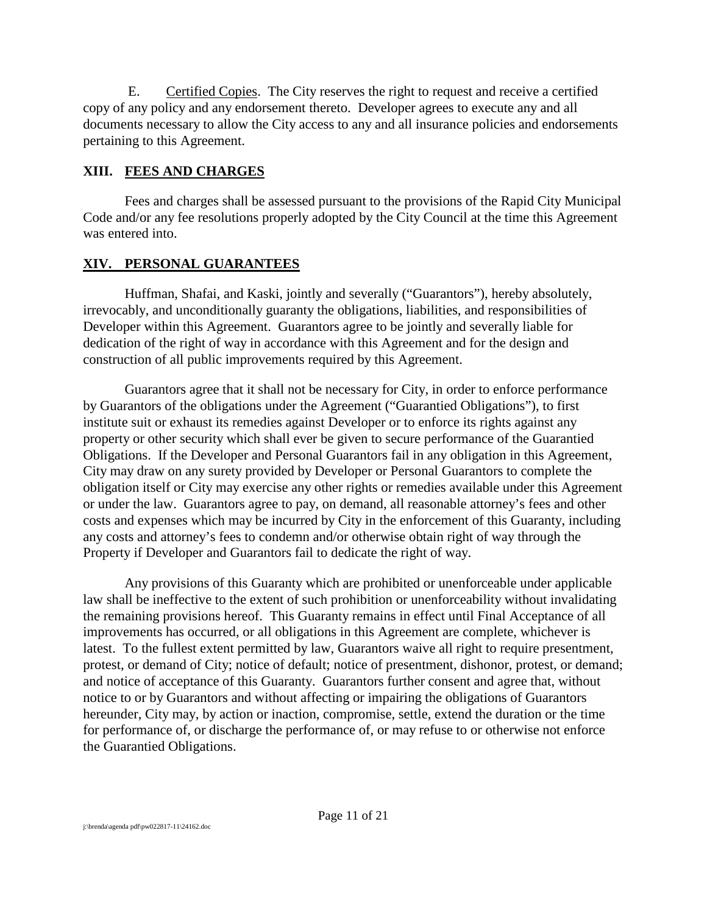E. Certified Copies. The City reserves the right to request and receive a certified copy of any policy and any endorsement thereto. Developer agrees to execute any and all documents necessary to allow the City access to any and all insurance policies and endorsements pertaining to this Agreement.

## XIII. FEES AND CHARGES

Fees and charges shall be assessed pursuant to the provisions of the Rapid City Municipal Code and/or any fee resolutions properly adopted by the City Council at the time this Agreement was entered into.

## XIV. PERSONAL GUARANTEES

Huffman, Shafai, and Kaski, jointly and severally ("Guarantors"), hereby absolutely, irrevocably, and unconditionally guaranty the obligations, liabilities, and responsibilities of Developer within this Agreement. Guarantors agree to be jointly and severally liable for dedication of the right of way in accordance with this Agreement and for the design and construction of all public improvements required by this Agreement.

Guarantors agree that it shall not be necessary for City, in order to enforce performance by Guarantors of the obligations under the Agreement ("Guarantied Obligations"), to first institute suit or exhaust its remedies against Developer or to enforce its rights against any property or other security which shall ever be given to secure performance of the Guarantied Obligations. If the Developer and Personal Guarantors fail in any obligation in this Agreement, City may draw on any surety provided by Developer or Personal Guarantors to complete the obligation itself or City may exercise any other rights or remedies available under this Agreement or under the law. Guarantors agree to pay, on demand, all reasonable attorney's fees and other costs and expenses which may be incurred by City in the enforcement of this Guaranty, including any costs and attorney's fees to condemn and/or otherwise obtain right of way through the Property if Developer and Guarantors fail to dedicate the right of way.

Any provisions of this Guaranty which are prohibited or unenforceable under applicable law shall be ineffective to the extent of such prohibition or unenforceability without invalidating the remaining provisions hereof. This Guaranty remains in effect until Final Acceptance of all improvements has occurred, or all obligations in this Agreement are complete, whichever is latest. To the fullest extent permitted by law, Guarantors waive all right to require presentment, protest, or demand of City; notice of default; notice of presentment, dishonor, protest, or demand; and notice of acceptance of this Guaranty. Guarantors further consent and agree that, without notice to or by Guarantors and without affecting or impairing the obligations of Guarantors hereunder, City may, by action or inaction, compromise, settle, extend the duration or the time for performance of, or discharge the performance of, or may refuse to or otherwise not enforce the Guarantied Obligations.

j:\brenda\agenda pdf\pw022817-11\24162.doc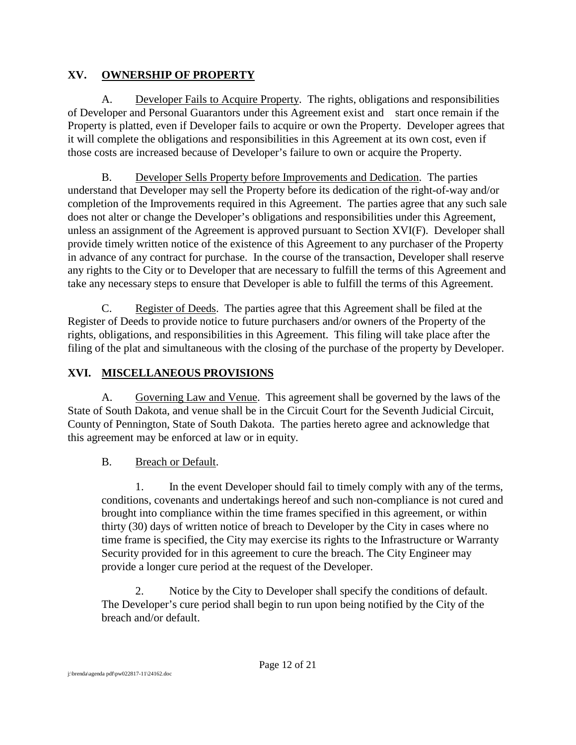## XV. OWNERSHIP OF PROPERTY

A. Developer Fails to Acquire Property. The rights, obligations and responsibilities of Developer and Personal Guarantors under this Agreement exist and start once remain if the Property is platted, even if Developer fails to acquire or own the Property. Developer agrees that it will complete the obligations and responsibilities in this Agreement at its own cost, even if those costs are increased because of Developer's failure to own or acquire the Property.

B. Developer Sells Property before Improvements and Dedication. The parties understand that Developer may sell the Property before its dedication of the right-of-way and/or completion of the Improvements required in this Agreement. The parties agree that any such sale does not alter or change the Developer's obligations and responsibilities under this Agreement, unless an assignment of the Agreement is approved pursuant to Section XVI(F). Developer shall provide timely written notice of the existence of this Agreement to any purchaser of the Property in advance of any contract for purchase. In the course of the transaction, Developer shall reserve any rights to the City or to Developer that are necessary to fulfill the terms of this Agreement and take any necessary steps to ensure that Developer is able to fulfill the terms of this Agreement.

C. Register of Deeds. The parties agree that this Agreement shall be filed at the Register of Deeds to provide notice to future purchasers and/or owners of the Property of the rights, obligations, and responsibilities in this Agreement. This filing will take place after the filing of the plat and simultaneous with the closing of the purchase of the property by Developer.

## XVI. MISCELLANEOUS PROVISIONS

A. Governing Law and Venue. This agreement shall be governed by the laws of the State of South Dakota, and venue shall be in the Circuit Court for the Seventh Judicial Circuit, County of Pennington, State of South Dakota. The parties hereto agree and acknowledge that this agreement may be enforced at law or in equity.

B. Breach or Default.

1. In the event Developer should fail to timely comply with any of the terms, conditions, covenants and undertakings hereof and such non-compliance is not cured and brought into compliance within the time frames specified in this agreement, or within thirty (30) days of written notice of breach to Developer by the City in cases where no time frame is specified, the City may exercise its rights to the Infrastructure or Warranty Security provided for in this agreement to cure the breach. The City Engineer may provide a longer cure period at the request of the Developer.

2. Notice by the City to Developer shall specify the conditions of default. The Developer's cure period shall begin to run upon being notified by the City of the breach and/or default.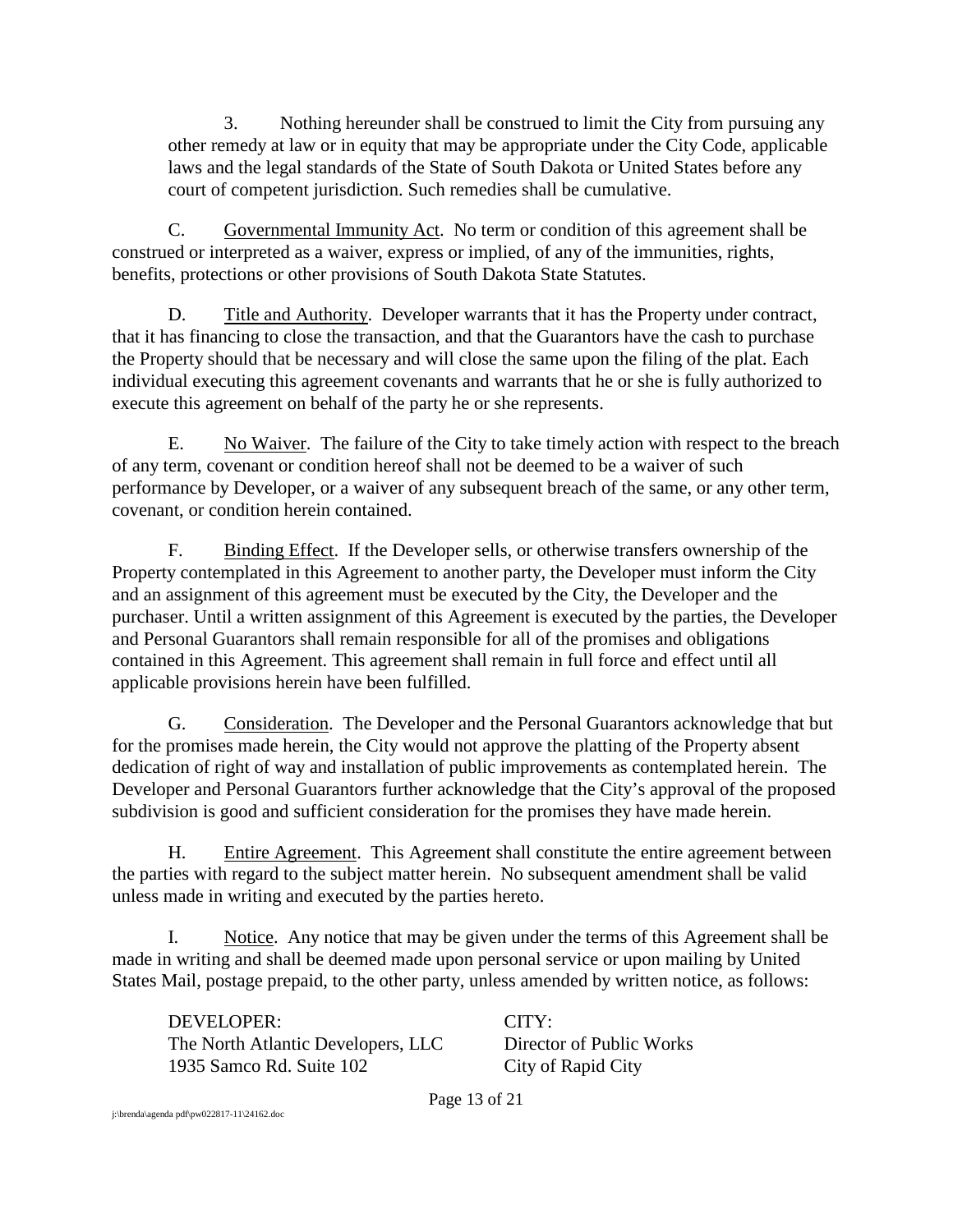3. Nothing hereunder shall be construed to limit the City from pursuing any other remedy at law or in equity that may be appropriate under the City Code, applicable laws and the legal standards of the State of South Dakota or United States before any court of competent jurisdiction. Such remedies shall be cumulative.

C. Governmental Immunity Act. No term or condition of this agreement shall be construed or interpreted as a waiver, express or implied, of any of the immunities, rights, benefits, protections or other provisions of South Dakota State Statutes.

D. Title and Authority. Developer warrants that it has the Property under contract, that it has financing to close the transaction, and that the Guarantors have the cash to purchase the Property should that be necessary and will close the same upon the filing of the plat. Each individual executing this agreement covenants and warrants that he or she is fully authorized to execute this agreement on behalf of the party he or she represents.

E. No Waiver. The failure of the City to take timely action with respect to the breach of any term, covenant or condition hereof shall not be deemed to be a waiver of such performance by Developer, or a waiver of any subsequent breach of the same, or any other term, covenant, or condition herein contained.

F. Binding Effect. If the Developer sells, or otherwise transfers ownership of the Property contemplated in this Agreement to another party, the Developer must inform the City and an assignment of this agreement must be executed by the City, the Developer and the purchaser. Until a written assignment of this Agreement is executed by the parties, the Developer and Personal Guarantors shall remain responsible for all of the promises and obligations contained in this Agreement. This agreement shall remain in full force and effect until all applicable provisions herein have been fulfilled.

G. Consideration. The Developer and the Personal Guarantors acknowledge that but for the promises made herein, the City would not approve the platting of the Property absent dedication of right of way and installation of public improvements as contemplated herein. The Developer and Personal Guarantors further acknowledge that the City's approval of the proposed subdivision is good and sufficient consideration for the promises they have made herein.

H. Entire Agreement. This Agreement shall constitute the entire agreement between the parties with regard to the subject matter herein. No subsequent amendment shall be valid unless made in writing and executed by the parties hereto.

I. Notice. Any notice that may be given under the terms of this Agreement shall be made in writing and shall be deemed made upon personal service or upon mailing by United States Mail, postage prepaid, to the other party, unless amended by written notice, as follows:

DEVELOPER:
The North Atlantic Developers, LLC
1935 Samco Rd. Suite 102

CITY:
Director of Public Works
City of Rapid City

j:\brenda\agenda pdf\pw022817-11\24162.doc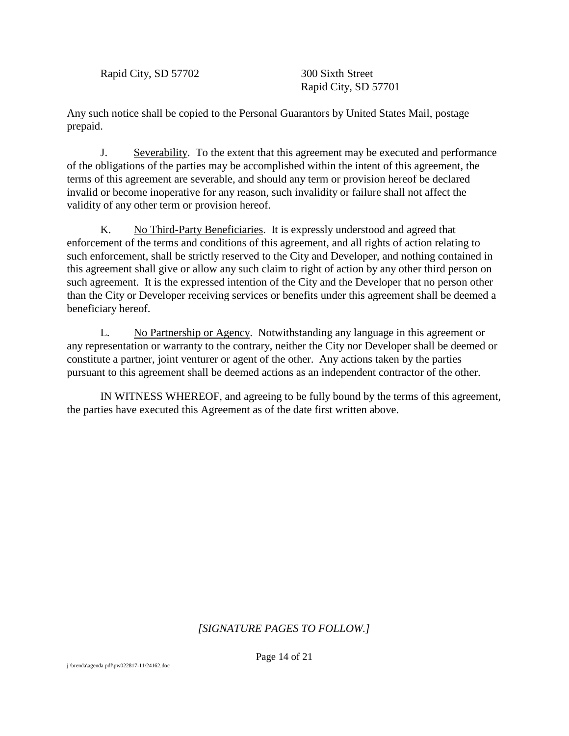| | |
|---|---|
| Rapid City, SD 57702 | 300 Sixth Street<br>Rapid City, SD 57701 |

Any such notice shall be copied to the Personal Guarantors by United States Mail, postage prepaid.

J. Severability. To the extent that this agreement may be executed and performance of the obligations of the parties may be accomplished within the intent of this agreement, the terms of this agreement are severable, and should any term or provision hereof be declared invalid or become inoperative for any reason, such invalidity or failure shall not affect the validity of any other term or provision hereof.

K. No Third-Party Beneficiaries. It is expressly understood and agreed that enforcement of the terms and conditions of this agreement, and all rights of action relating to such enforcement, shall be strictly reserved to the City and Developer, and nothing contained in this agreement shall give or allow any such claim to right of action by any other third person on such agreement. It is the expressed intention of the City and the Developer that no person other than the City or Developer receiving services or benefits under this agreement shall be deemed a beneficiary hereof.

L. No Partnership or Agency. Notwithstanding any language in this agreement or any representation or warranty to the contrary, neither the City nor Developer shall be deemed or constitute a partner, joint venturer or agent of the other. Any actions taken by the parties pursuant to this agreement shall be deemed actions as an independent contractor of the other.

IN WITNESS WHEREOF, and agreeing to be fully bound by the terms of this agreement, the parties have executed this Agreement as of the date first written above.

*[SIGNATURE PAGES TO FOLLOW.]*

j:\brenda\agenda pdf\pw022817-11\24162.doc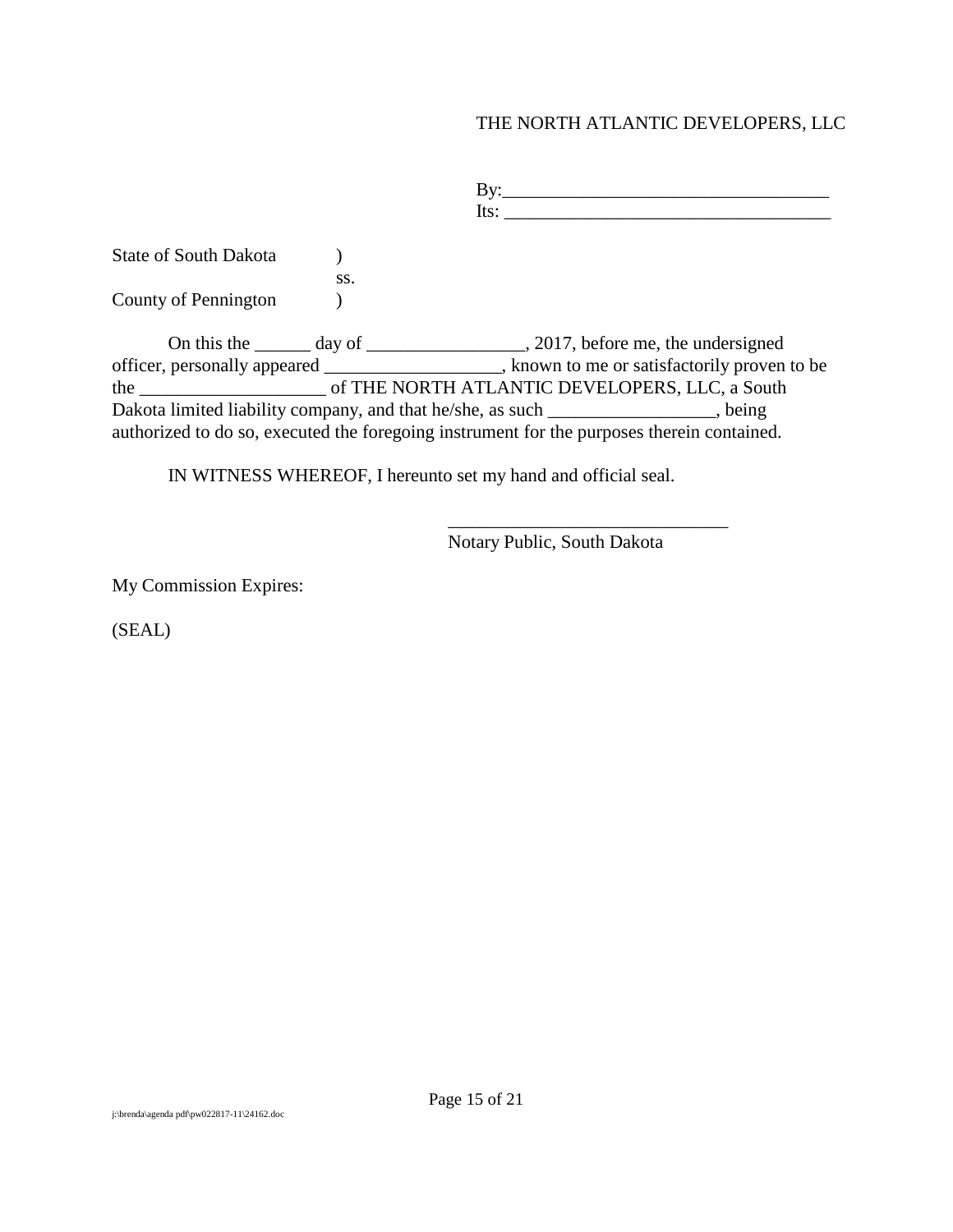THE NORTH ATLANTIC DEVELOPERS, LLC

By:___________________________________
Its: ___________________________________

State of South Dakota )
ss.
County of Pennington )

On this the ______ day of _________________, 2017, before me, the undersigned officer, personally appeared ___________________, known to me or satisfactorily proven to be the ____________________ of THE NORTH ATLANTIC DEVELOPERS, LLC, a South Dakota limited liability company, and that he/she, as such __________________, being authorized to do so, executed the foregoing instrument for the purposes therein contained.

IN WITNESS WHEREOF, I hereunto set my hand and official seal.

______________________________
Notary Public, South Dakota

My Commission Expires:

(SEAL)

j:\brenda\agenda pdf\pw022817-11\24162.doc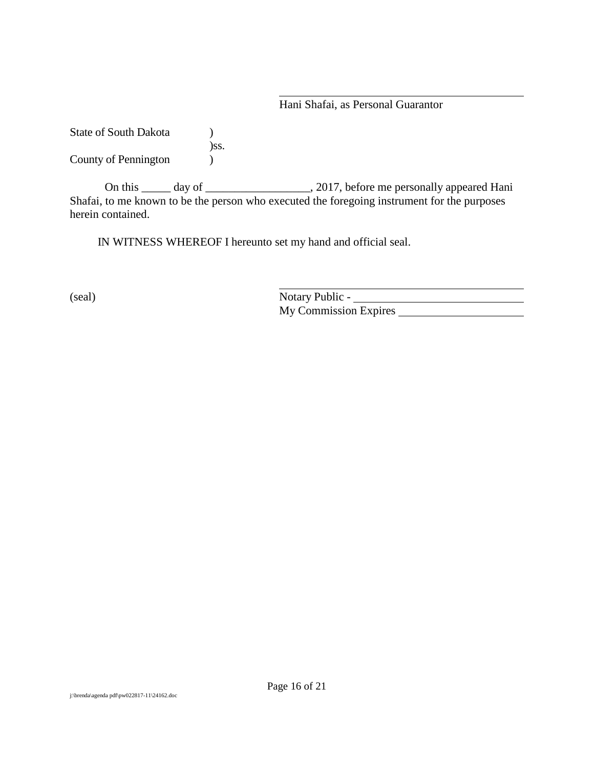\_\_\_\_\_\_\_\_\_\_\_\_\_\_\_\_\_\_\_\_\_\_\_\_\_\_\_\_\_\_\_\_\_\_\_\_\_\_\_\_

Hani Shafai, as Personal Guarantor

State of South Dakota )
)ss.
County of Pennington )

On this _____ day of __________________, 2017, before me personally appeared Hani Shafai, to me known to be the person who executed the foregoing instrument for the purposes herein contained.

IN WITNESS WHEREOF I hereunto set my hand and official seal.

(seal)

\_\_\_\_\_\_\_\_\_\_\_\_\_\_\_\_\_\_\_\_\_\_\_\_\_\_\_\_\_\_\_\_\_\_\_\_\_\_\_\_

Notary Public - ______________________________

My Commission Expires ______________________

j:\brenda\agenda pdf\pw022817-11\24162.doc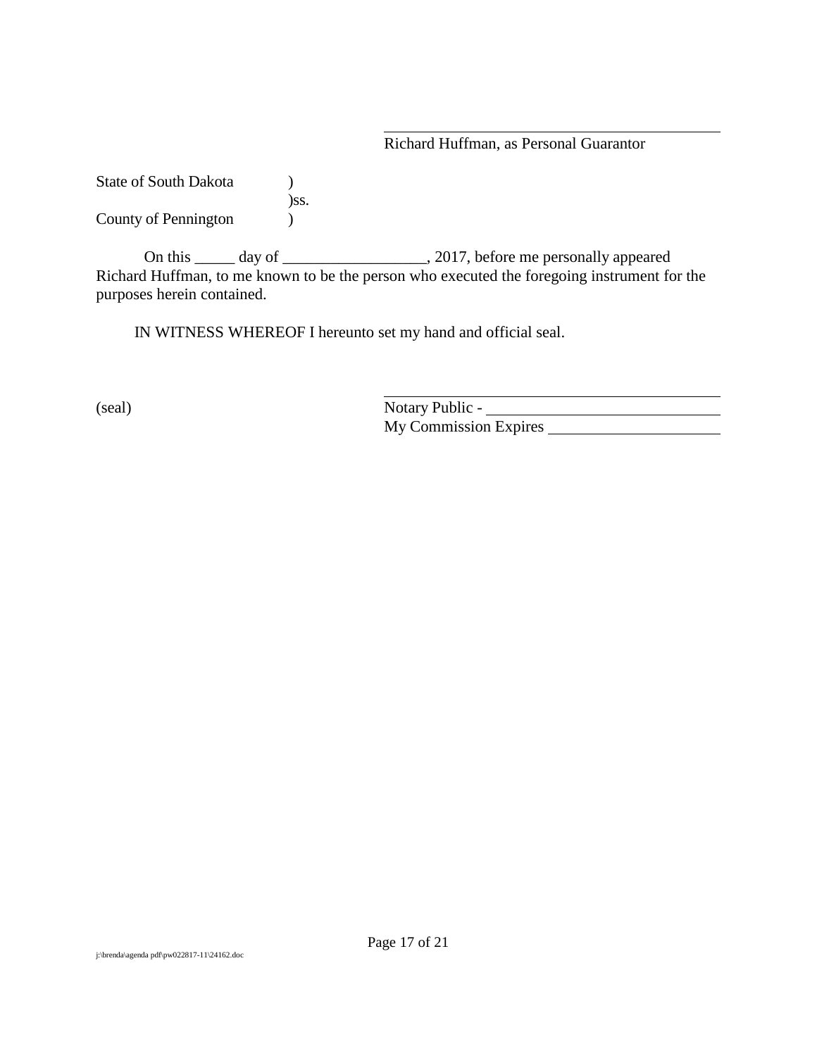\_\_\_\_\_\_\_\_\_\_\_\_\_\_\_\_\_\_\_\_\_\_\_\_\_\_\_\_\_\_\_\_\_\_\_\_\_\_\_\_

Richard Huffman, as Personal Guarantor

State of South Dakota )
)ss.
County of Pennington )

On this _____ day of __________________, 2017, before me personally appeared Richard Huffman, to me known to be the person who executed the foregoing instrument for the purposes herein contained.

IN WITNESS WHEREOF I hereunto set my hand and official seal.

(seal)

\_\_\_\_\_\_\_\_\_\_\_\_\_\_\_\_\_\_\_\_\_\_\_\_\_\_\_\_\_\_\_\_\_\_\_\_\_\_\_\_

Notary Public - \_\_\_\_\_\_\_\_\_\_\_\_\_\_\_\_\_\_\_\_\_\_\_\_\_\_\_\_

My Commission Expires \_\_\_\_\_\_\_\_\_\_\_\_\_\_\_\_\_\_\_\_\_\_

j:\brenda\agenda pdf\pw022817-11\24162.doc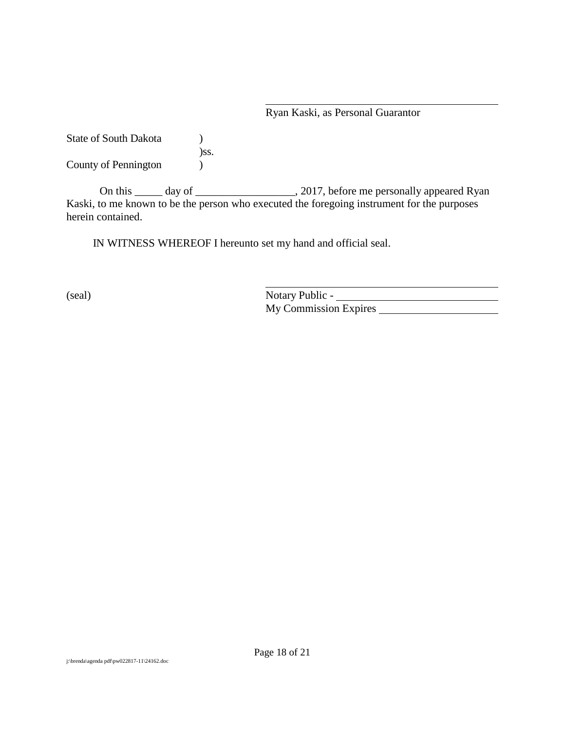\_\_\_\_\_\_\_\_\_\_\_\_\_\_\_\_\_\_\_\_\_\_\_\_\_\_\_\_\_\_\_\_\_\_\_\_\_\_\_\_
Ryan Kaski, as Personal Guarantor

State of South Dakota )
)ss.
County of Pennington )

On this _____ day of __________________, 2017, before me personally appeared Ryan Kaski, to me known to be the person who executed the foregoing instrument for the purposes herein contained.

IN WITNESS WHEREOF I hereunto set my hand and official seal.

(seal)

\_\_\_\_\_\_\_\_\_\_\_\_\_\_\_\_\_\_\_\_\_\_\_\_\_\_\_\_\_\_\_\_\_\_\_\_\_\_\_\_
Notary Public - \_\_\_\_\_\_\_\_\_\_\_\_\_\_\_\_\_\_\_\_\_\_\_\_\_\_\_\_
My Commission Expires \_\_\_\_\_\_\_\_\_\_\_\_\_\_\_\_\_\_\_\_\_\_

j:\brenda\agenda pdf\pw022817-11\24162.doc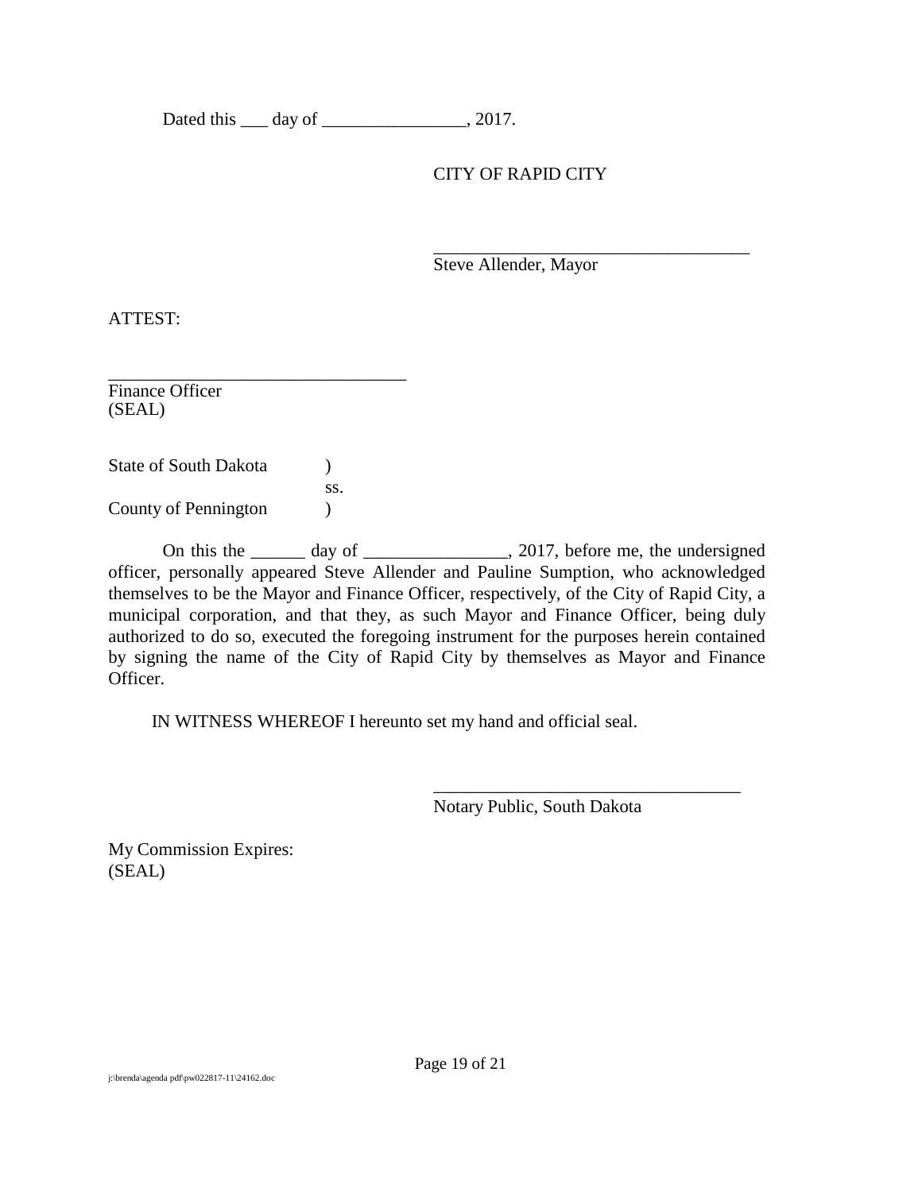Dated this ___ day of ________________, 2017.

CITY OF RAPID CITY

____________________________________
Steve Allender, Mayor

ATTEST:

__________________________________
Finance Officer
(SEAL)

State of South Dakota )
ss.
County of Pennington )

On this the ______ day of ________________, 2017, before me, the undersigned officer, personally appeared Steve Allender and Pauline Sumption, who acknowledged themselves to be the Mayor and Finance Officer, respectively, of the City of Rapid City, a municipal corporation, and that they, as such Mayor and Finance Officer, being duly authorized to do so, executed the foregoing instrument for the purposes herein contained by signing the name of the City of Rapid City by themselves as Mayor and Finance Officer.

IN WITNESS WHEREOF I hereunto set my hand and official seal.

___________________________________
Notary Public, South Dakota

My Commission Expires:
(SEAL)

j:\brenda\agenda pdf\pw022817-11\24162.doc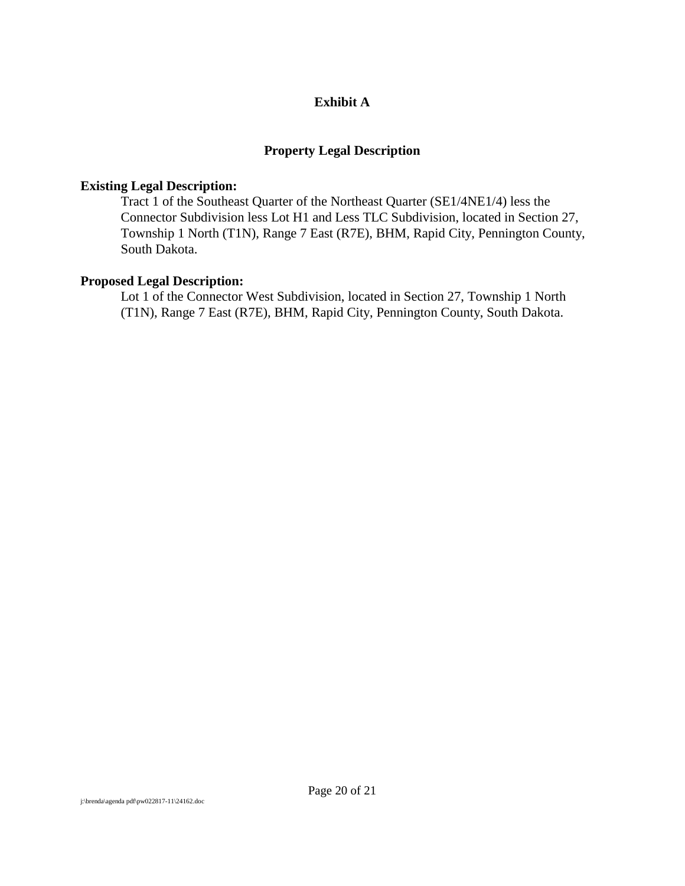# Exhibit A

## Property Legal Description

**Existing Legal Description:**

Tract 1 of the Southeast Quarter of the Northeast Quarter (SE1/4NE1/4) less the Connector Subdivision less Lot H1 and Less TLC Subdivision, located in Section 27, Township 1 North (T1N), Range 7 East (R7E), BHM, Rapid City, Pennington County, South Dakota.

**Proposed Legal Description:**

Lot 1 of the Connector West Subdivision, located in Section 27, Township 1 North (T1N), Range 7 East (R7E), BHM, Rapid City, Pennington County, South Dakota.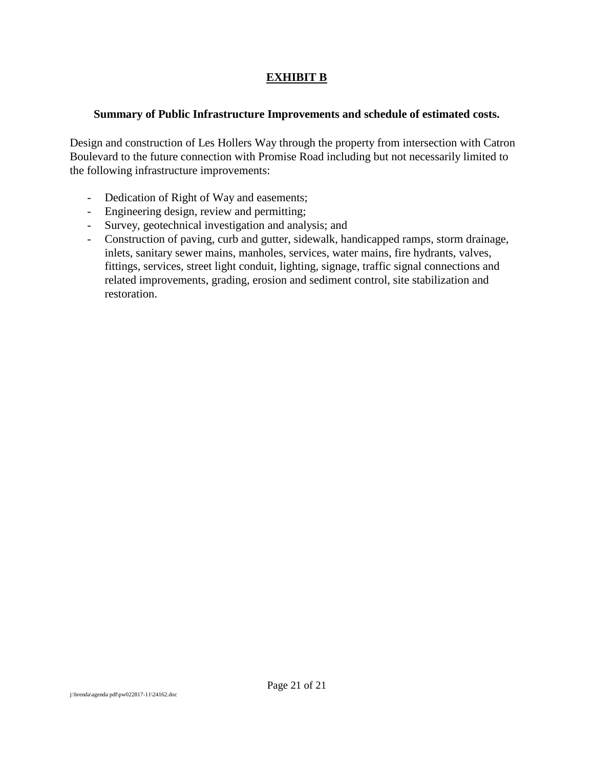# EXHIBIT B

**Summary of Public Infrastructure Improvements and schedule of estimated costs.**

Design and construction of Les Hollers Way through the property from intersection with Catron Boulevard to the future connection with Promise Road including but not necessarily limited to the following infrastructure improvements:

- Dedication of Right of Way and easements;
- Engineering design, review and permitting;
- Survey, geotechnical investigation and analysis; and
- Construction of paving, curb and gutter, sidewalk, handicapped ramps, storm drainage, inlets, sanitary sewer mains, manholes, services, water mains, fire hydrants, valves, fittings, services, street light conduit, lighting, signage, traffic signal connections and related improvements, grading, erosion and sediment control, site stabilization and restoration.

j:\brenda\agenda pdf\pw022817-11\24162.doc